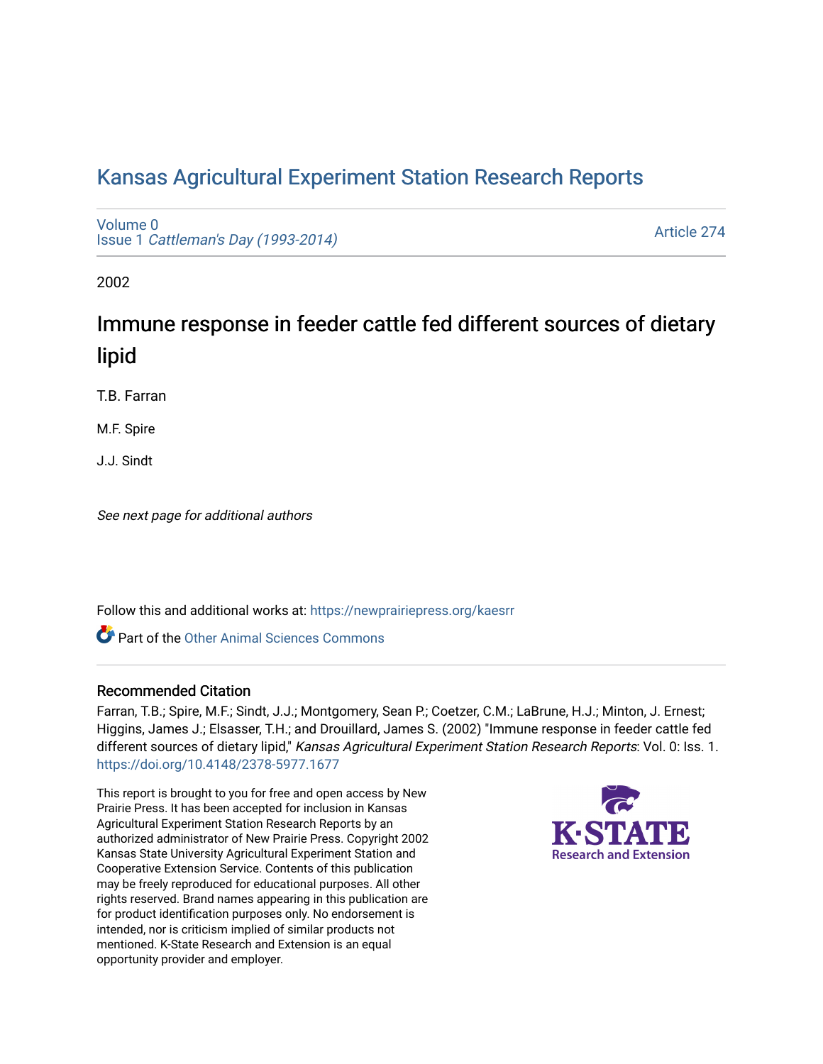# Kansas Agricultural Experiment Station Research Reports

Volume 0
Issue 1 *Cattleman's Day (1993-2014)*

Article 274

2002

## Immune response in feeder cattle fed different sources of dietary lipid

T.B. Farran

M.F. Spire

J.J. Sindt

*See next page for additional authors*

Follow this and additional works at: https://newprairiepress.org/kaesrr

Part of the Other Animal Sciences Commons

### Recommended Citation

Farran, T.B.; Spire, M.F.; Sindt, J.J.; Montgomery, Sean P.; Coetzer, C.M.; LaBrune, H.J.; Minton, J. Ernest; Higgins, James J.; Elsasser, T.H.; and Drouillard, James S. (2002) "Immune response in feeder cattle fed different sources of dietary lipid," *Kansas Agricultural Experiment Station Research Reports*: Vol. 0: Iss. 1. https://doi.org/10.4148/2378-5977.1677

This report is brought to you for free and open access by New Prairie Press. It has been accepted for inclusion in Kansas Agricultural Experiment Station Research Reports by an authorized administrator of New Prairie Press. Copyright 2002 Kansas State University Agricultural Experiment Station and Cooperative Extension Service. Contents of this publication may be freely reproduced for educational purposes. All other rights reserved. Brand names appearing in this publication are for product identification purposes only. No endorsement is intended, nor is criticism implied of similar products not mentioned. K-State Research and Extension is an equal opportunity provider and employer.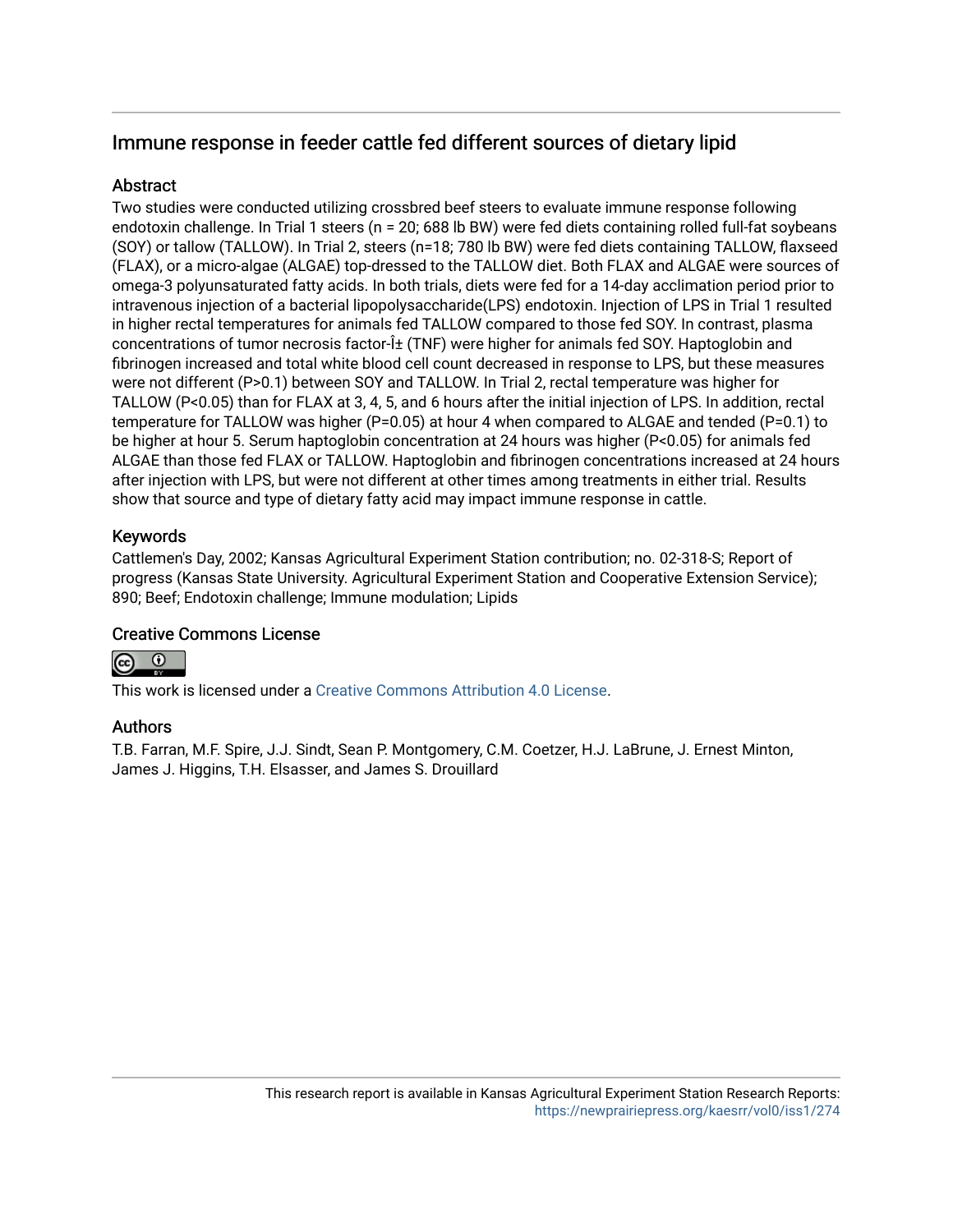# Immune response in feeder cattle fed different sources of dietary lipid

## Abstract

Two studies were conducted utilizing crossbred beef steers to evaluate immune response following endotoxin challenge. In Trial 1 steers (n = 20; 688 lb BW) were fed diets containing rolled full-fat soybeans (SOY) or tallow (TALLOW). In Trial 2, steers (n=18; 780 lb BW) were fed diets containing TALLOW, flaxseed (FLAX), or a micro-algae (ALGAE) top-dressed to the TALLOW diet. Both FLAX and ALGAE were sources of omega-3 polyunsaturated fatty acids. In both trials, diets were fed for a 14-day acclimation period prior to intravenous injection of a bacterial lipopolysaccharide(LPS) endotoxin. Injection of LPS in Trial 1 resulted in higher rectal temperatures for animals fed TALLOW compared to those fed SOY. In contrast, plasma concentrations of tumor necrosis factor-Î± (TNF) were higher for animals fed SOY. Haptoglobin and fibrinogen increased and total white blood cell count decreased in response to LPS, but these measures were not different (P>0.1) between SOY and TALLOW. In Trial 2, rectal temperature was higher for TALLOW (P<0.05) than for FLAX at 3, 4, 5, and 6 hours after the initial injection of LPS. In addition, rectal temperature for TALLOW was higher (P=0.05) at hour 4 when compared to ALGAE and tended (P=0.1) to be higher at hour 5. Serum haptoglobin concentration at 24 hours was higher (P<0.05) for animals fed ALGAE than those fed FLAX or TALLOW. Haptoglobin and fibrinogen concentrations increased at 24 hours after injection with LPS, but were not different at other times among treatments in either trial. Results show that source and type of dietary fatty acid may impact immune response in cattle.

## Keywords

Cattlemen's Day, 2002; Kansas Agricultural Experiment Station contribution; no. 02-318-S; Report of progress (Kansas State University. Agricultural Experiment Station and Cooperative Extension Service); 890; Beef; Endotoxin challenge; Immune modulation; Lipids

## Creative Commons License

This work is licensed under a Creative Commons Attribution 4.0 License.

## Authors

T.B. Farran, M.F. Spire, J.J. Sindt, Sean P. Montgomery, C.M. Coetzer, H.J. LaBrune, J. Ernest Minton, James J. Higgins, T.H. Elsasser, and James S. Drouillard

This research report is available in Kansas Agricultural Experiment Station Research Reports: https://newprairiepress.org/kaesrr/vol0/iss1/274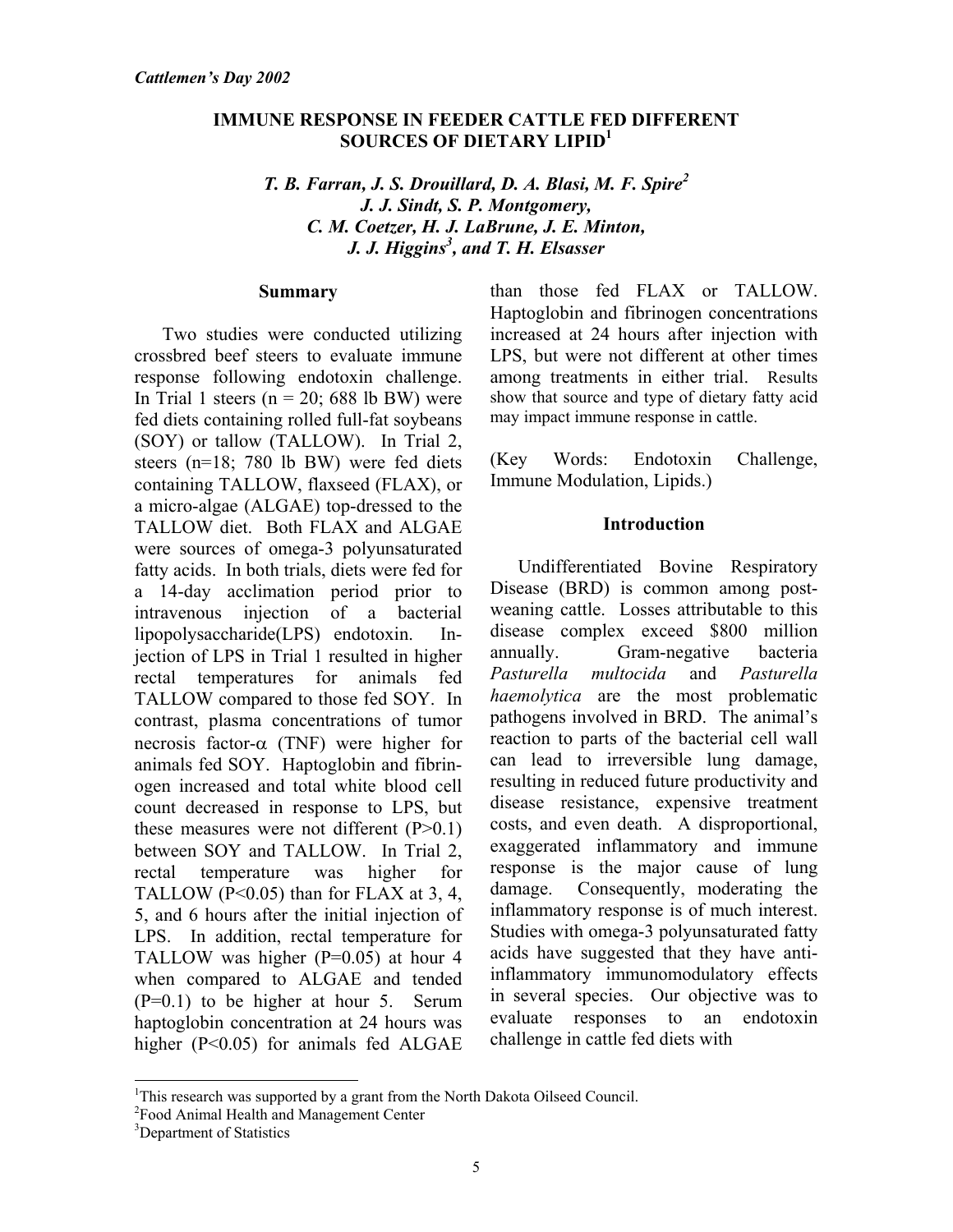# IMMUNE RESPONSE IN FEEDER CATTLE FED DIFFERENT SOURCES OF DIETARY LIPID[1]

***T. B. Farran, J. S. Drouillard, D. A. Blasi, M. F. Spire[2] J. J. Sindt, S. P. Montgomery, C. M. Coetzer, H. J. LaBrune, J. E. Minton, J. J. Higgins[3], and T. H. Elsasser***

## Summary

Two studies were conducted utilizing crossbred beef steers to evaluate immune response following endotoxin challenge. In Trial 1 steers (n = 20; 688 lb BW) were fed diets containing rolled full-fat soybeans (SOY) or tallow (TALLOW). In Trial 2, steers (n=18; 780 lb BW) were fed diets containing TALLOW, flaxseed (FLAX), or a micro-algae (ALGAE) top-dressed to the TALLOW diet. Both FLAX and ALGAE were sources of omega-3 polyunsaturated fatty acids. In both trials, diets were fed for a 14-day acclimation period prior to intravenous injection of a bacterial lipopolysaccharide(LPS) endotoxin. Injection of LPS in Trial 1 resulted in higher rectal temperatures for animals fed TALLOW compared to those fed SOY. In contrast, plasma concentrations of tumor necrosis factor-$\alpha$ (TNF) were higher for animals fed SOY. Haptoglobin and fibrinogen increased and total white blood cell count decreased in response to LPS, but these measures were not different ($P>0.1$) between SOY and TALLOW. In Trial 2, rectal temperature was higher for TALLOW ($P<0.05$) than for FLAX at 3, 4, 5, and 6 hours after the initial injection of LPS. In addition, rectal temperature for TALLOW was higher ($P=0.05$) at hour 4 when compared to ALGAE and tended ($P=0.1$) to be higher at hour 5. Serum haptoglobin concentration at 24 hours was higher ($P<0.05$) for animals fed ALGAE than those fed FLAX or TALLOW. Haptoglobin and fibrinogen concentrations increased at 24 hours after injection with LPS, but were not different at other times among treatments in either trial. Results show that source and type of dietary fatty acid may impact immune response in cattle.

(Key Words: Endotoxin Challenge, Immune Modulation, Lipids.)

## Introduction

Undifferentiated Bovine Respiratory Disease (BRD) is common among post-weaning cattle. Losses attributable to this disease complex exceed \$800 million annually. Gram-negative bacteria *Pasturella multocida* and *Pasturella haemolytica* are the most problematic pathogens involved in BRD. The animal's reaction to parts of the bacterial cell wall can lead to irreversible lung damage, resulting in reduced future productivity and disease resistance, expensive treatment costs, and even death. A disproportional, exaggerated inflammatory and immune response is the major cause of lung damage. Consequently, moderating the inflammatory response is of much interest. Studies with omega-3 polyunsaturated fatty acids have suggested that they have anti-inflammatory immunomodulatory effects in several species. Our objective was to evaluate responses to an endotoxin challenge in cattle fed diets with

---

[1]This research was supported by a grant from the North Dakota Oilseed Council.

[2]Food Animal Health and Management Center

[3]Department of Statistics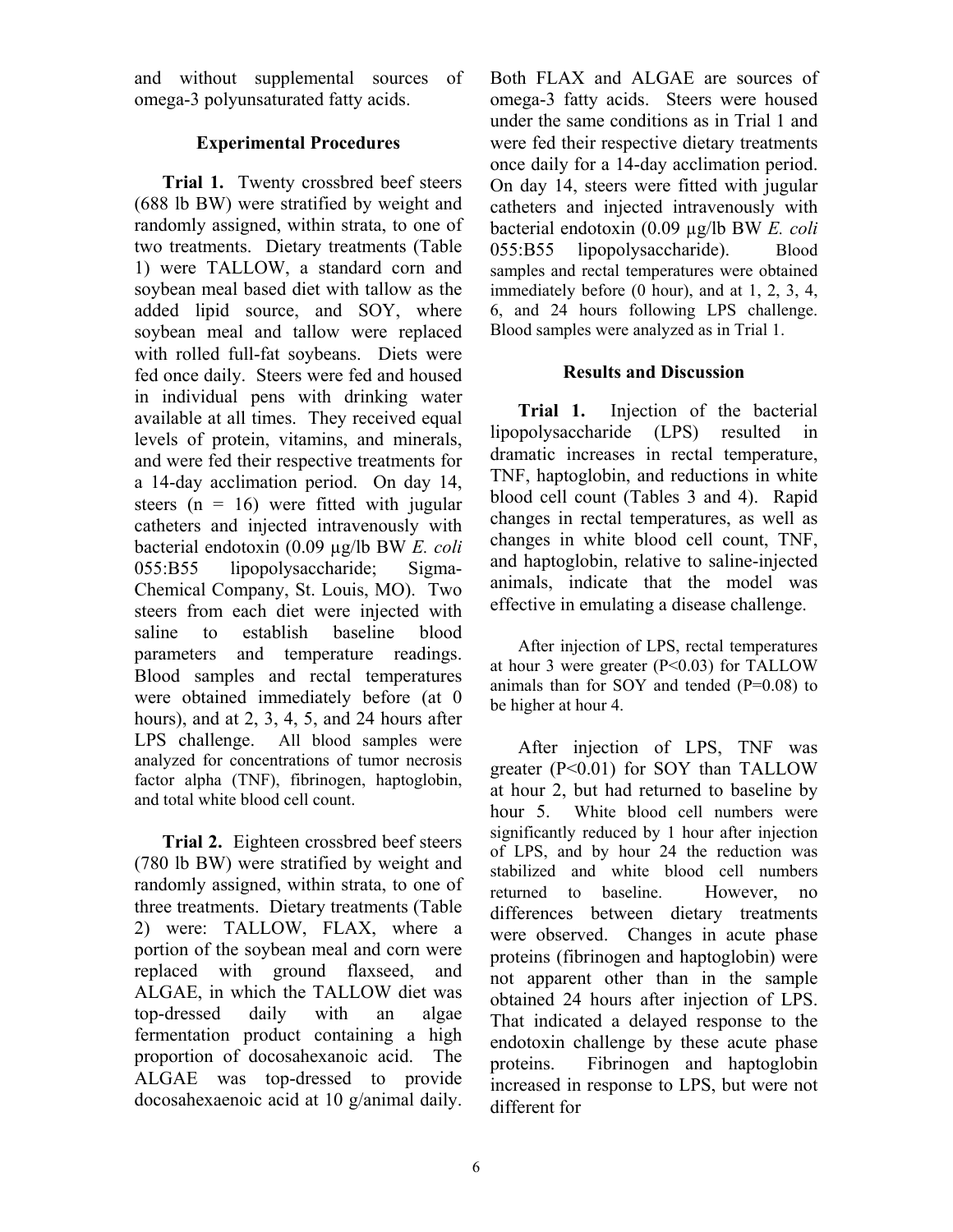and without supplemental sources of omega-3 polyunsaturated fatty acids.

### Experimental Procedures

**Trial 1.** Twenty crossbred beef steers (688 lb BW) were stratified by weight and randomly assigned, within strata, to one of two treatments. Dietary treatments (Table 1) were TALLOW, a standard corn and soybean meal based diet with tallow as the added lipid source, and SOY, where soybean meal and tallow were replaced with rolled full-fat soybeans. Diets were fed once daily. Steers were fed and housed in individual pens with drinking water available at all times. They received equal levels of protein, vitamins, and minerals, and were fed their respective treatments for a 14-day acclimation period. On day 14, steers (n = 16) were fitted with jugular catheters and injected intravenously with bacterial endotoxin (0.09 µg/lb BW *E. coli* 055:B55 lipopolysaccharide; Sigma-Chemical Company, St. Louis, MO). Two steers from each diet were injected with saline to establish baseline blood parameters and temperature readings. Blood samples and rectal temperatures were obtained immediately before (at 0 hours), and at 2, 3, 4, 5, and 24 hours after LPS challenge. All blood samples were analyzed for concentrations of tumor necrosis factor alpha (TNF), fibrinogen, haptoglobin, and total white blood cell count.

**Trial 2.** Eighteen crossbred beef steers (780 lb BW) were stratified by weight and randomly assigned, within strata, to one of three treatments. Dietary treatments (Table 2) were: TALLOW, FLAX, where a portion of the soybean meal and corn were replaced with ground flaxseed, and ALGAE, in which the TALLOW diet was top-dressed daily with an algae fermentation product containing a high proportion of docosahexanoic acid. The ALGAE was top-dressed to provide docosahexaenoic acid at 10 g/animal daily. Both FLAX and ALGAE are sources of omega-3 fatty acids. Steers were housed under the same conditions as in Trial 1 and were fed their respective dietary treatments once daily for a 14-day acclimation period. On day 14, steers were fitted with jugular catheters and injected intravenously with bacterial endotoxin (0.09 µg/lb BW *E. coli* 055:B55 lipopolysaccharide). Blood samples and rectal temperatures were obtained immediately before (0 hour), and at 1, 2, 3, 4, 6, and 24 hours following LPS challenge. Blood samples were analyzed as in Trial 1.

### Results and Discussion

**Trial 1.** Injection of the bacterial lipopolysaccharide (LPS) resulted in dramatic increases in rectal temperature, TNF, haptoglobin, and reductions in white blood cell count (Tables 3 and 4). Rapid changes in rectal temperatures, as well as changes in white blood cell count, TNF, and haptoglobin, relative to saline-injected animals, indicate that the model was effective in emulating a disease challenge.

After injection of LPS, rectal temperatures at hour 3 were greater ($P<0.03$) for TALLOW animals than for SOY and tended ($P=0.08$) to be higher at hour 4.

After injection of LPS, TNF was greater ($P<0.01$) for SOY than TALLOW at hour 2, but had returned to baseline by hour 5. White blood cell numbers were significantly reduced by 1 hour after injection of LPS, and by hour 24 the reduction was stabilized and white blood cell numbers returned to baseline. However, no differences between dietary treatments were observed. Changes in acute phase proteins (fibrinogen and haptoglobin) were not apparent other than in the sample obtained 24 hours after injection of LPS. That indicated a delayed response to the endotoxin challenge by these acute phase proteins. Fibrinogen and haptoglobin increased in response to LPS, but were not different for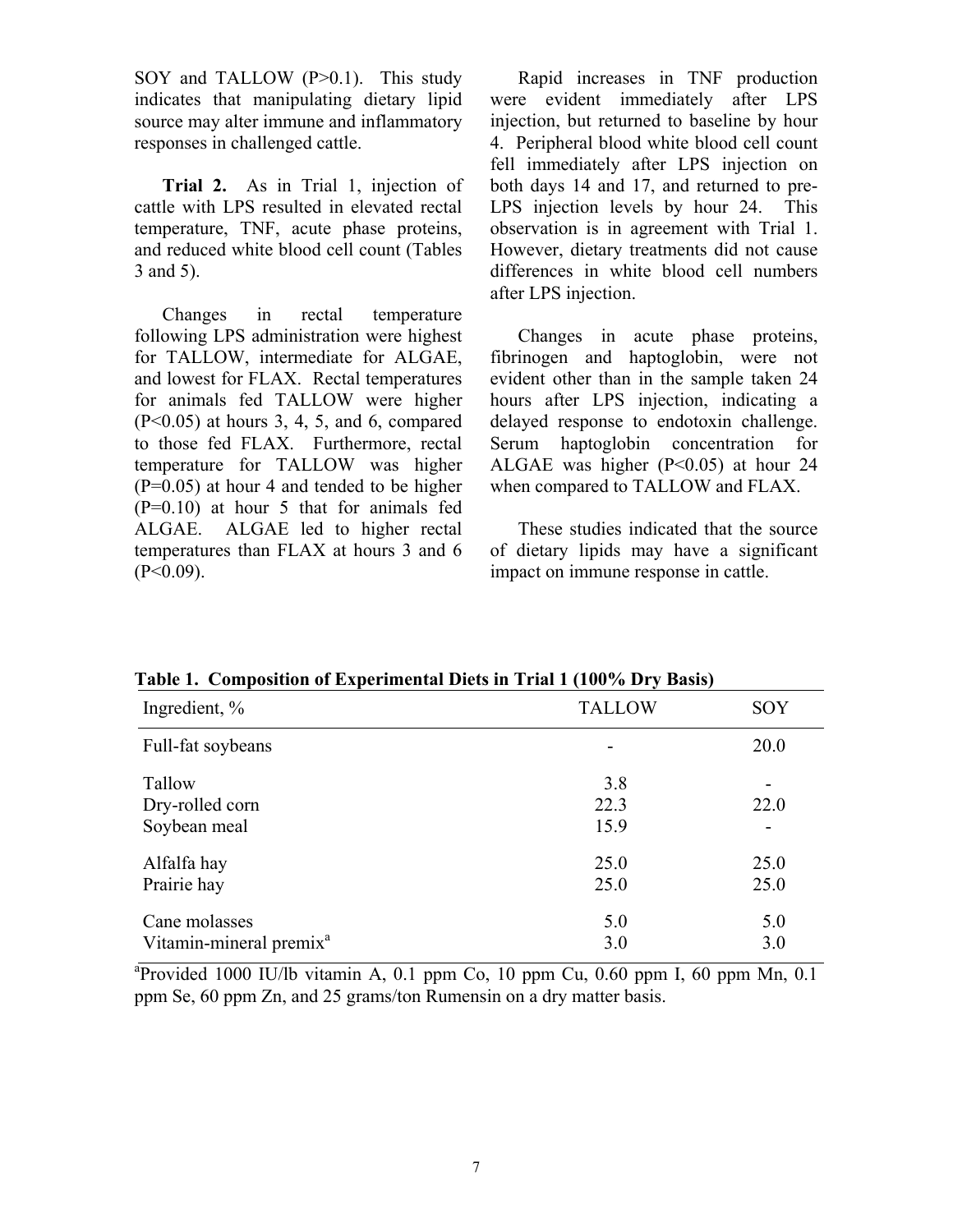SOY and TALLOW ($P>0.1$). This study indicates that manipulating dietary lipid source may alter immune and inflammatory responses in challenged cattle.

**Trial 2.** As in Trial 1, injection of cattle with LPS resulted in elevated rectal temperature, TNF, acute phase proteins, and reduced white blood cell count (Tables 3 and 5).

Changes in rectal temperature following LPS administration were highest for TALLOW, intermediate for ALGAE, and lowest for FLAX. Rectal temperatures for animals fed TALLOW were higher ($P<0.05$) at hours 3, 4, 5, and 6, compared to those fed FLAX. Furthermore, rectal temperature for TALLOW was higher ($P=0.05$) at hour 4 and tended to be higher ($P=0.10$) at hour 5 that for animals fed ALGAE. ALGAE led to higher rectal temperatures than FLAX at hours 3 and 6 ($P<0.09$).

Rapid increases in TNF production were evident immediately after LPS injection, but returned to baseline by hour 4. Peripheral blood white blood cell count fell immediately after LPS injection on both days 14 and 17, and returned to pre-LPS injection levels by hour 24. This observation is in agreement with Trial 1. However, dietary treatments did not cause differences in white blood cell numbers after LPS injection.

Changes in acute phase proteins, fibrinogen and haptoglobin, were not evident other than in the sample taken 24 hours after LPS injection, indicating a delayed response to endotoxin challenge. Serum haptoglobin concentration for ALGAE was higher ($P<0.05$) at hour 24 when compared to TALLOW and FLAX.

These studies indicated that the source of dietary lipids may have a significant impact on immune response in cattle.

**Table 1. Composition of Experimental Diets in Trial 1 (100% Dry Basis)**

| Ingredient, % | TALLOW | SOY |
|---|---|---|
| Full-fat soybeans | - | 20.0 |
| Tallow | 3.8 | - |
| Dry-rolled corn | 22.3 | 22.0 |
| Soybean meal | 15.9 | - |
| Alfalfa hay | 25.0 | 25.0 |
| Prairie hay | 25.0 | 25.0 |
| Cane molasses | 5.0 | 5.0 |
| Vitamin-mineral premix[a] | 3.0 | 3.0 |

[a]Provided 1000 IU/lb vitamin A, 0.1 ppm Co, 10 ppm Cu, 0.60 ppm I, 60 ppm Mn, 0.1 ppm Se, 60 ppm Zn, and 25 grams/ton Rumensin on a dry matter basis.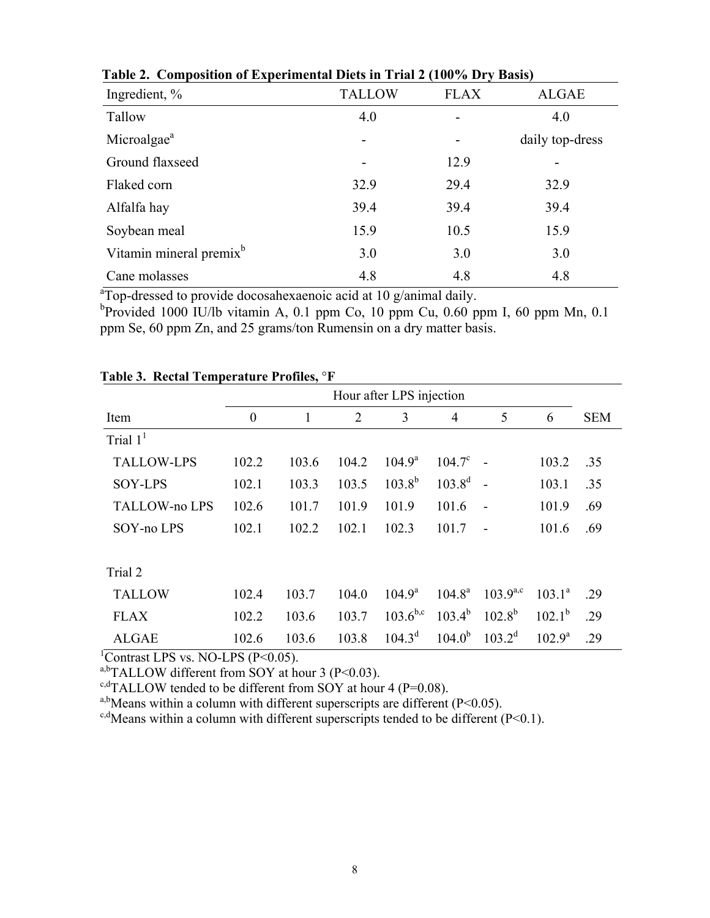**Table 2. Composition of Experimental Diets in Trial 2 (100% Dry Basis)**

| Ingredient, % | TALLOW | FLAX | ALGAE |
|---|---|---|---|
| Tallow | 4.0 | - | 4.0 |
| Microalgae[a] | - | - | daily top-dress |
| Ground flaxseed | - | 12.9 | - |
| Flaked corn | 32.9 | 29.4 | 32.9 |
| Alfalfa hay | 39.4 | 39.4 | 39.4 |
| Soybean meal | 15.9 | 10.5 | 15.9 |
| Vitamin mineral premix[b] | 3.0 | 3.0 | 3.0 |
| Cane molasses | 4.8 | 4.8 | 4.8 |

[a]Top-dressed to provide docosahexaenoic acid at 10 g/animal daily.
[b]Provided 1000 IU/lb vitamin A, 0.1 ppm Co, 10 ppm Cu, 0.60 ppm I, 60 ppm Mn, 0.1 ppm Se, 60 ppm Zn, and 25 grams/ton Rumensin on a dry matter basis.

**Table 3. Rectal Temperature Profiles, °F**

| | Hour after LPS injection | | | | | | | |
|---|---|---|---|---|---|---|---|---|
| Item | 0 | 1 | 2 | 3 | 4 | 5 | 6 | SEM |
| Trial 1[1] | | | | | | | | |
| TALLOW-LPS | 102.2 | 103.6 | 104.2 | 104.9[a] | 104.7[c] | - | 103.2 | .35 |
| SOY-LPS | 102.1 | 103.3 | 103.5 | 103.8[b] | 103.8[d] | - | 103.1 | .35 |
| TALLOW-no LPS | 102.6 | 101.7 | 101.9 | 101.9 | 101.6 | - | 101.9 | .69 |
| SOY-no LPS | 102.1 | 102.2 | 102.1 | 102.3 | 101.7 | - | 101.6 | .69 |
| Trial 2 | | | | | | | | |
| TALLOW | 102.4 | 103.7 | 104.0 | 104.9[a] | 104.8[a] | 103.9[a,c] | 103.1[a] | .29 |
| FLAX | 102.2 | 103.6 | 103.7 | 103.6[b,c] | 103.4[b] | 102.8[b] | 102.1[b] | .29 |
| ALGAE | 102.6 | 103.6 | 103.8 | 104.3[d] | 104.0[b] | 103.2[d] | 102.9[a] | .29 |

[1]Contrast LPS vs. NO-LPS ($P<0.05$).
[a,b]TALLOW different from SOY at hour 3 ($P<0.03$).
[c,d]TALLOW tended to be different from SOY at hour 4 ($P=0.08$).
[a,b]Means within a column with different superscripts are different ($P<0.05$).
[c,d]Means within a column with different superscripts tended to be different ($P<0.1$).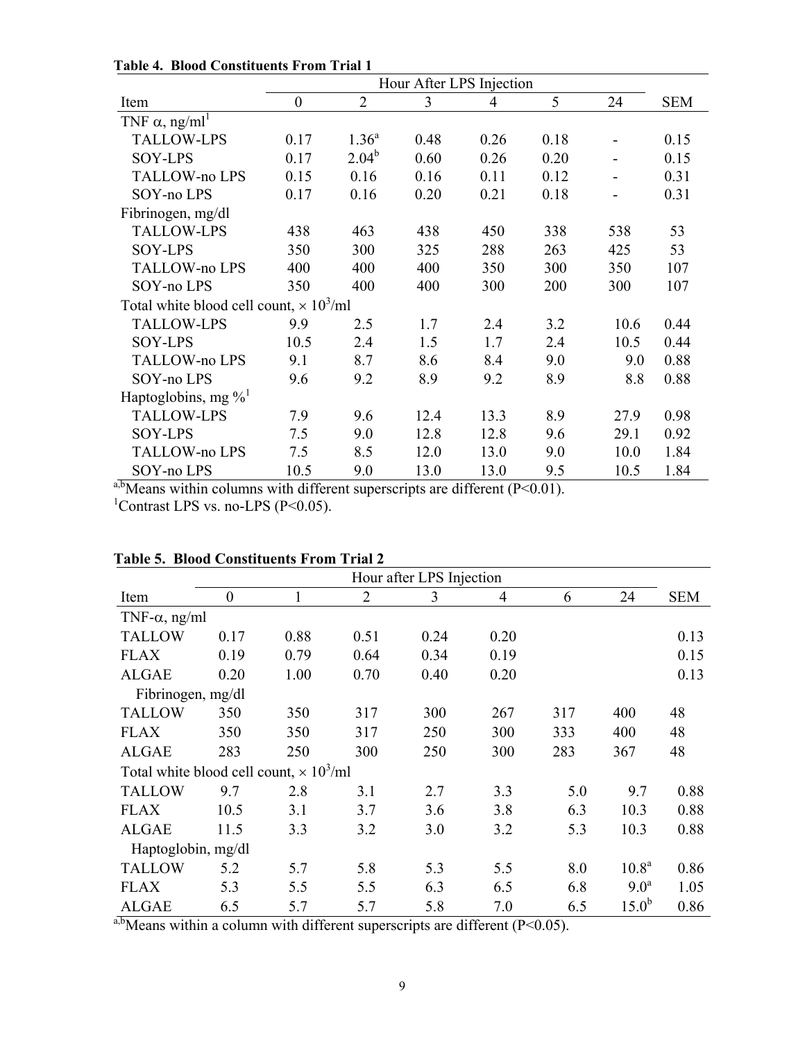**Table 4. Blood Constituents From Trial 1**

| | Hour After LPS Injection | | | | | | |
|---|---|---|---|---|---|---|---|
| Item | 0 | 2 | 3 | 4 | 5 | 24 | SEM |
| TNF α, ng/ml[1] | | | | | | | |
| TALLOW-LPS | 0.17 | 1.36[a] | 0.48 | 0.26 | 0.18 | - | 0.15 |
| SOY-LPS | 0.17 | 2.04[b] | 0.60 | 0.26 | 0.20 | - | 0.15 |
| TALLOW-no LPS | 0.15 | 0.16 | 0.16 | 0.11 | 0.12 | - | 0.31 |
| SOY-no LPS | 0.17 | 0.16 | 0.20 | 0.21 | 0.18 | - | 0.31 |
| Fibrinogen, mg/dl | | | | | | | |
| TALLOW-LPS | 438 | 463 | 438 | 450 | 338 | 538 | 53 |
| SOY-LPS | 350 | 300 | 325 | 288 | 263 | 425 | 53 |
| TALLOW-no LPS | 400 | 400 | 400 | 350 | 300 | 350 | 107 |
| SOY-no LPS | 350 | 400 | 400 | 300 | 200 | 300 | 107 |
| Total white blood cell count, $\times 10^3$/ml | | | | | | | |
| TALLOW-LPS | 9.9 | 2.5 | 1.7 | 2.4 | 3.2 | 10.6 | 0.44 |
| SOY-LPS | 10.5 | 2.4 | 1.5 | 1.7 | 2.4 | 10.5 | 0.44 |
| TALLOW-no LPS | 9.1 | 8.7 | 8.6 | 8.4 | 9.0 | 9.0 | 0.88 |
| SOY-no LPS | 9.6 | 9.2 | 8.9 | 9.2 | 8.9 | 8.8 | 0.88 |
| Haptoglobins, mg %[1] | | | | | | | |
| TALLOW-LPS | 7.9 | 9.6 | 12.4 | 13.3 | 8.9 | 27.9 | 0.98 |
| SOY-LPS | 7.5 | 9.0 | 12.8 | 12.8 | 9.6 | 29.1 | 0.92 |
| TALLOW-no LPS | 7.5 | 8.5 | 12.0 | 13.0 | 9.0 | 10.0 | 1.84 |
| SOY-no LPS | 10.5 | 9.0 | 13.0 | 13.0 | 9.5 | 10.5 | 1.84 |

[a,b]Means within columns with different superscripts are different ($P<0.01$).
[1]Contrast LPS vs. no-LPS ($P<0.05$).

**Table 5. Blood Constituents From Trial 2**

| | Hour after LPS Injection | | | | | | | |
|---|---|---|---|---|---|---|---|---|
| Item | 0 | 1 | 2 | 3 | 4 | 6 | 24 | SEM |
| TNF-α, ng/ml | | | | | | | | |
| TALLOW | 0.17 | 0.88 | 0.51 | 0.24 | 0.20 | | | 0.13 |
| FLAX | 0.19 | 0.79 | 0.64 | 0.34 | 0.19 | | | 0.15 |
| ALGAE | 0.20 | 1.00 | 0.70 | 0.40 | 0.20 | | | 0.13 |
| Fibrinogen, mg/dl | | | | | | | | |
| TALLOW | 350 | 350 | 317 | 300 | 267 | 317 | 400 | 48 |
| FLAX | 350 | 350 | 317 | 250 | 300 | 333 | 400 | 48 |
| ALGAE | 283 | 250 | 300 | 250 | 300 | 283 | 367 | 48 |
| Total white blood cell count, $\times 10^3$/ml | | | | | | | | |
| TALLOW | 9.7 | 2.8 | 3.1 | 2.7 | 3.3 | 5.0 | 9.7 | 0.88 |
| FLAX | 10.5 | 3.1 | 3.7 | 3.6 | 3.8 | 6.3 | 10.3 | 0.88 |
| ALGAE | 11.5 | 3.3 | 3.2 | 3.0 | 3.2 | 5.3 | 10.3 | 0.88 |
| Haptoglobin, mg/dl | | | | | | | | |
| TALLOW | 5.2 | 5.7 | 5.8 | 5.3 | 5.5 | 8.0 | 10.8[a] | 0.86 |
| FLAX | 5.3 | 5.5 | 5.5 | 6.3 | 6.5 | 6.8 | 9.0[a] | 1.05 |
| ALGAE | 6.5 | 5.7 | 5.7 | 5.8 | 7.0 | 6.5 | 15.0[b] | 0.86 |

[a,b]Means within a column with different superscripts are different ($P<0.05$).